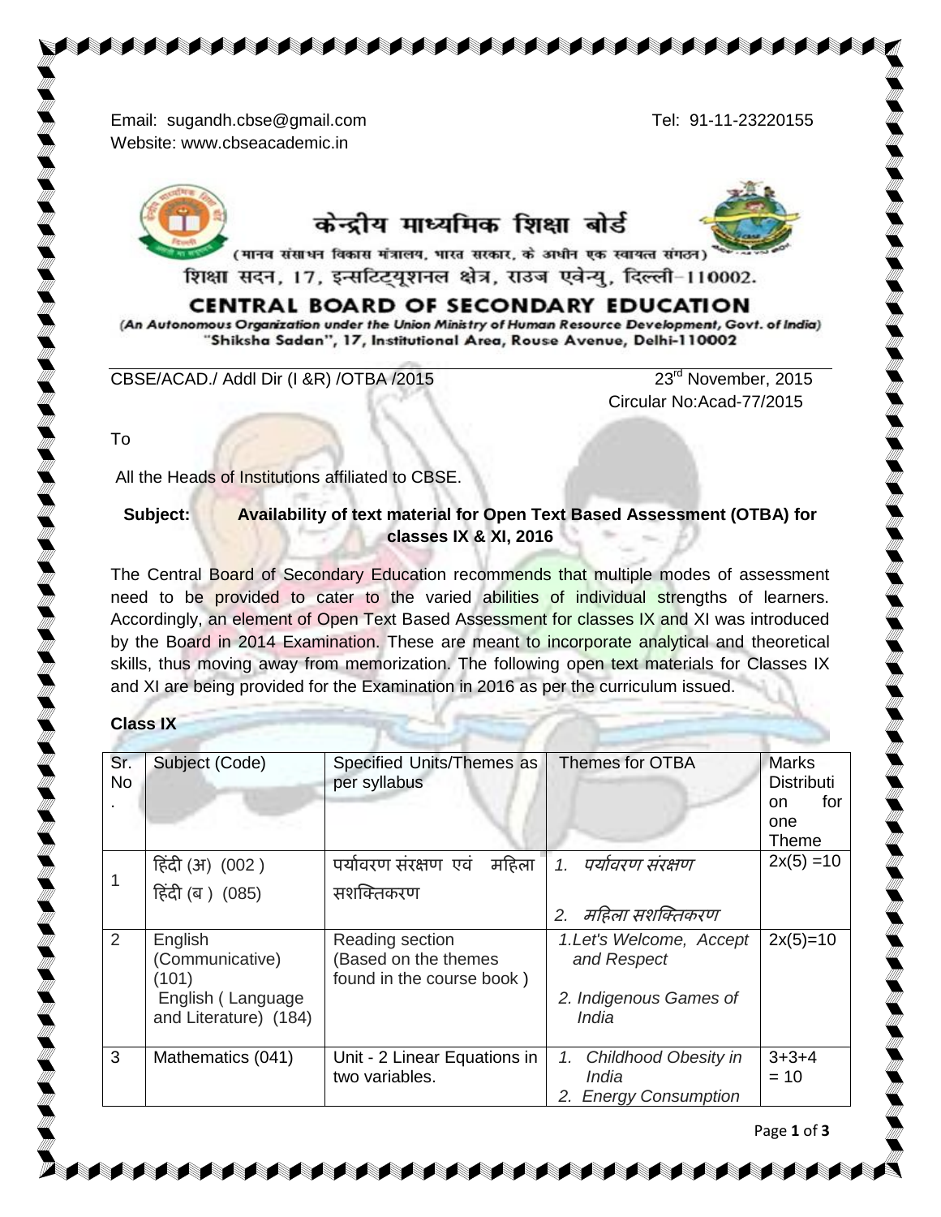Email: sugandh.cbse@gmail.com Tel: 91-11-23220155
Website: www.cbseacademic.in

केन्द्रीय माध्यमिक शिक्षा बोर्ड
(मानव संसाधन विकास मंत्रालय, भारत सरकार, के अधीन एक स्वायत्त संगठन)
शिक्षा सदन, 17, इन्सटिट्यूशनल क्षेत्र, राउज एवेन्यु, दिल्ली-110002.

**CENTRAL BOARD OF SECONDARY EDUCATION**
*(An Autonomous Organization under the Union Ministry of Human Resource Development, Govt. of India)*
"Shiksha Sadan", 17, Institutional Area, Rouse Avenue, Delhi-110002

CBSE/ACAD./ Addl Dir (I &R) /OTBA /2015 23rd November, 2015
Circular No:Acad-77/2015

To

All the Heads of Institutions affiliated to CBSE.

**Subject: Availability of text material for Open Text Based Assessment (OTBA) for classes IX & XI, 2016**

The Central Board of Secondary Education recommends that multiple modes of assessment need to be provided to cater to the varied abilities of individual strengths of learners. Accordingly, an element of Open Text Based Assessment for classes IX and XI was introduced by the Board in 2014 Examination. These are meant to incorporate analytical and theoretical skills, thus moving away from memorization. The following open text materials for Classes IX and XI are being provided for the Examination in 2016 as per the curriculum issued.

**Class IX**

| Sr. No. | Subject (Code) | Specified Units/Themes as per syllabus | Themes for OTBA | Marks Distribution for one Theme |
|---|---|---|---|---|
| 1 | हिंदी (अ) (002 )<br>हिंदी (ब ) (085) | पर्यावरण संरक्षण एवं महिला सशक्तिकरण | 1. *पर्यावरण संरक्षण*<br>2. *महिला सशक्तिकरण* | 2x(5) =10 |
| 2 | English (Communicative) (101)<br>English ( Language and Literature) (184) | Reading section (Based on the themes found in the course book ) | 1. *Let's Welcome, Accept and Respect*<br>2. *Indigenous Games of India* | 2x(5)=10 |
| 3 | Mathematics (041) | Unit - 2 Linear Equations in two variables. | 1. *Childhood Obesity in India*<br>2. *Energy Consumption* | 3+3+4 = 10 |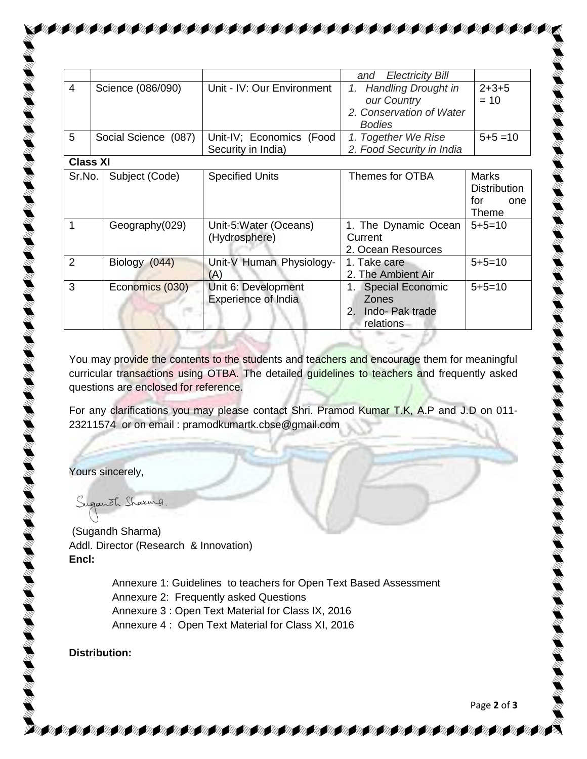|  |  |  | *and Electricity Bill* |  |
|---|---|---|---|---|
| 4 | Science (086/090) | Unit - IV: Our Environment | *1. Handling Drought in our Country*<br>*2. Conservation of Water Bodies* | 2+3+5 = 10 |
| 5 | Social Science (087) | Unit-IV; Economics (Food Security in India) | *1. Together We Rise*<br>*2. Food Security in India* | 5+5 =10 |

**Class XI**

| Sr.No. | Subject (Code) | Specified Units | Themes for OTBA | Marks Distribution for one Theme |
|---|---|---|---|---|
| 1 | Geography(029) | Unit-5:Water (Oceans) (Hydrosphere) | 1. The Dynamic Ocean Current<br>2. Ocean Resources | 5+5=10 |
| 2 | Biology (044) | Unit-V Human Physiology-(A) | 1. Take care<br>2. The Ambient Air | 5+5=10 |
| 3 | Economics (030) | Unit 6: Development Experience of India | 1. Special Economic Zones<br>2. Indo- Pak trade relations | 5+5=10 |

You may provide the contents to the students and teachers and encourage them for meaningful curricular transactions using OTBA. The detailed guidelines to teachers and frequently asked questions are enclosed for reference.

For any clarifications you may please contact Shri. Pramod Kumar T.K, A.P and J.D on 011-23211574 or on email : pramodkumartk.cbse@gmail.com

Yours sincerely,

Sugandh Sharma.

(Sugandh Sharma)
Addl. Director (Research & Innovation)

**Encl:**

Annexure 1: Guidelines to teachers for Open Text Based Assessment
Annexure 2: Frequently asked Questions
Annexure 3 : Open Text Material for Class IX, 2016
Annexure 4 : Open Text Material for Class XI, 2016

**Distribution:**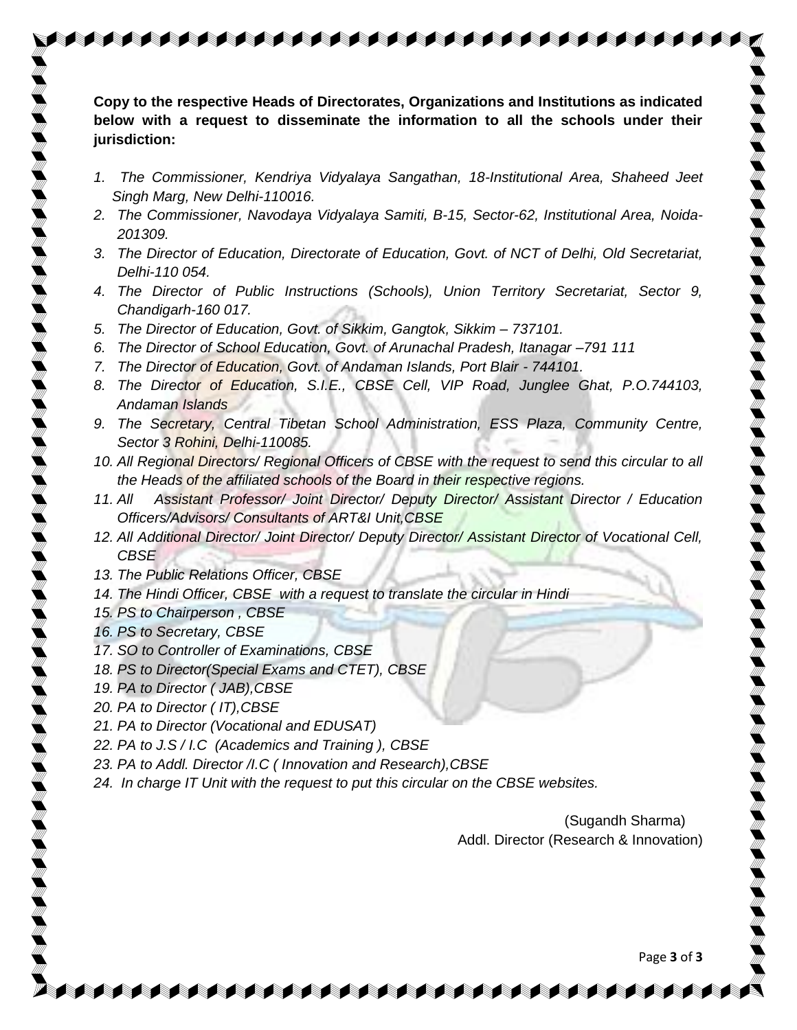**Copy to the respective Heads of Directorates, Organizations and Institutions as indicated below with a request to disseminate the information to all the schools under their jurisdiction:**

1. *The Commissioner, Kendriya Vidyalaya Sangathan, 18-Institutional Area, Shaheed Jeet Singh Marg, New Delhi-110016.*
2. *The Commissioner, Navodaya Vidyalaya Samiti, B-15, Sector-62, Institutional Area, Noida-201309.*
3. *The Director of Education, Directorate of Education, Govt. of NCT of Delhi, Old Secretariat, Delhi-110 054.*
4. *The Director of Public Instructions (Schools), Union Territory Secretariat, Sector 9, Chandigarh-160 017.*
5. *The Director of Education, Govt. of Sikkim, Gangtok, Sikkim – 737101.*
6. *The Director of School Education, Govt. of Arunachal Pradesh, Itanagar –791 111*
7. *The Director of Education, Govt. of Andaman Islands, Port Blair - 744101.*
8. *The Director of Education, S.I.E., CBSE Cell, VIP Road, Junglee Ghat, P.O.744103, Andaman Islands*
9. *The Secretary, Central Tibetan School Administration, ESS Plaza, Community Centre, Sector 3 Rohini, Delhi-110085.*
10. *All Regional Directors/ Regional Officers of CBSE with the request to send this circular to all the Heads of the affiliated schools of the Board in their respective regions.*
11. *All Assistant Professor/ Joint Director/ Deputy Director/ Assistant Director / Education Officers/Advisors/ Consultants of ART&I Unit,CBSE*
12. *All Additional Director/ Joint Director/ Deputy Director/ Assistant Director of Vocational Cell, CBSE*
13. *The Public Relations Officer, CBSE*
14. *The Hindi Officer, CBSE with a request to translate the circular in Hindi*
15. *PS to Chairperson , CBSE*
16. *PS to Secretary, CBSE*
17. *SO to Controller of Examinations, CBSE*
18. *PS to Director(Special Exams and CTET), CBSE*
19. *PA to Director ( JAB),CBSE*
20. *PA to Director ( IT),CBSE*
21. *PA to Director (Vocational and EDUSAT)*
22. *PA to J.S / I.C (Academics and Training ), CBSE*
23. *PA to Addl. Director /I.C ( Innovation and Research),CBSE*
24. *In charge IT Unit with the request to put this circular on the CBSE websites.*

(Sugandh Sharma)
Addl. Director (Research & Innovation)